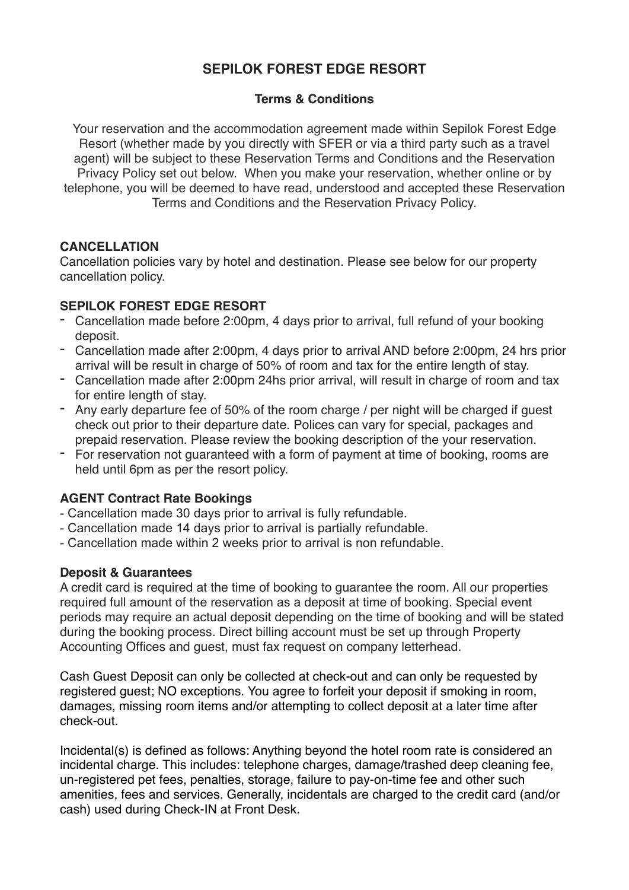# SEPILOK FOREST EDGE RESORT

## Terms & Conditions

Your reservation and the accommodation agreement made within Sepilok Forest Edge Resort (whether made by you directly with SFER or via a third party such as a travel agent) will be subject to these Reservation Terms and Conditions and the Reservation Privacy Policy set out below. When you make your reservation, whether online or by telephone, you will be deemed to have read, understood and accepted these Reservation Terms and Conditions and the Reservation Privacy Policy.

### CANCELLATION

Cancellation policies vary by hotel and destination. Please see below for our property cancellation policy.

### SEPILOK FOREST EDGE RESORT

- Cancellation made before 2:00pm, 4 days prior to arrival, full refund of your booking deposit.
- Cancellation made after 2:00pm, 4 days prior to arrival AND before 2:00pm, 24 hrs prior arrival will be result in charge of 50% of room and tax for the entire length of stay.
- Cancellation made after 2:00pm 24hs prior arrival, will result in charge of room and tax for entire length of stay.
- Any early departure fee of 50% of the room charge / per night will be charged if guest check out prior to their departure date. Polices can vary for special, packages and prepaid reservation. Please review the booking description of the your reservation.
- For reservation not guaranteed with a form of payment at time of booking, rooms are held until 6pm as per the resort policy.

### AGENT Contract Rate Bookings

- Cancellation made 30 days prior to arrival is fully refundable.
- Cancellation made 14 days prior to arrival is partially refundable.
- Cancellation made within 2 weeks prior to arrival is non refundable.

### Deposit & Guarantees

A credit card is required at the time of booking to guarantee the room. All our properties required full amount of the reservation as a deposit at time of booking. Special event periods may require an actual deposit depending on the time of booking and will be stated during the booking process. Direct billing account must be set up through Property Accounting Offices and guest, must fax request on company letterhead.

Cash Guest Deposit can only be collected at check-out and can only be requested by registered guest; NO exceptions. You agree to forfeit your deposit if smoking in room, damages, missing room items and/or attempting to collect deposit at a later time after check-out.

Incidental(s) is defined as follows: Anything beyond the hotel room rate is considered an incidental charge. This includes: telephone charges, damage/trashed deep cleaning fee, un-registered pet fees, penalties, storage, failure to pay-on-time fee and other such amenities, fees and services. Generally, incidentals are charged to the credit card (and/or cash) used during Check-IN at Front Desk.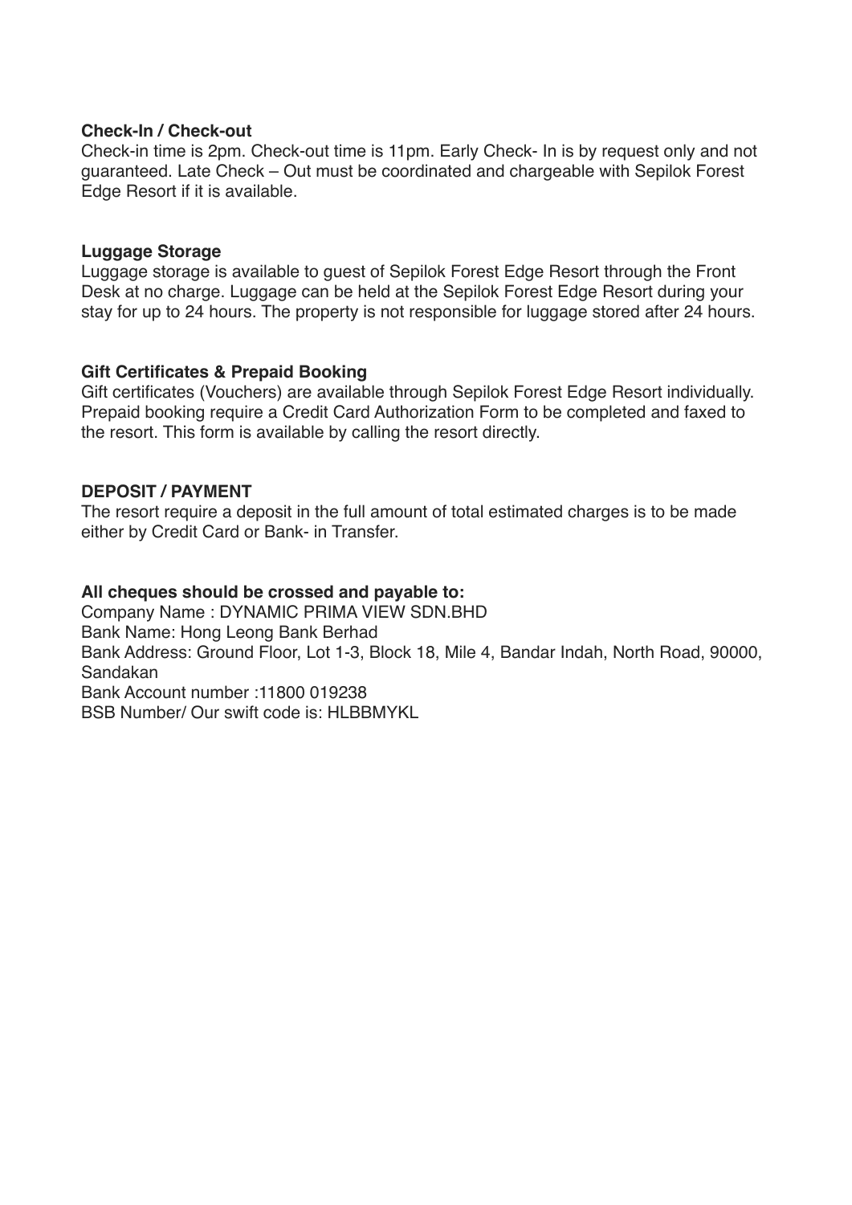**Check-In / Check-out**

Check-in time is 2pm. Check-out time is 11pm. Early Check- In is by request only and not guaranteed. Late Check – Out must be coordinated and chargeable with Sepilok Forest Edge Resort if it is available.

**Luggage Storage**

Luggage storage is available to guest of Sepilok Forest Edge Resort through the Front Desk at no charge. Luggage can be held at the Sepilok Forest Edge Resort during your stay for up to 24 hours. The property is not responsible for luggage stored after 24 hours.

**Gift Certificates & Prepaid Booking**

Gift certificates (Vouchers) are available through Sepilok Forest Edge Resort individually. Prepaid booking require a Credit Card Authorization Form to be completed and faxed to the resort. This form is available by calling the resort directly.

**DEPOSIT / PAYMENT**

The resort require a deposit in the full amount of total estimated charges is to be made either by Credit Card or Bank- in Transfer.

**All cheques should be crossed and payable to:**

Company Name : DYNAMIC PRIMA VIEW SDN.BHD
Bank Name: Hong Leong Bank Berhad
Bank Address: Ground Floor, Lot 1-3, Block 18, Mile 4, Bandar Indah, North Road, 90000, Sandakan
Bank Account number :11800 019238
BSB Number/ Our swift code is: HLBBMYKL